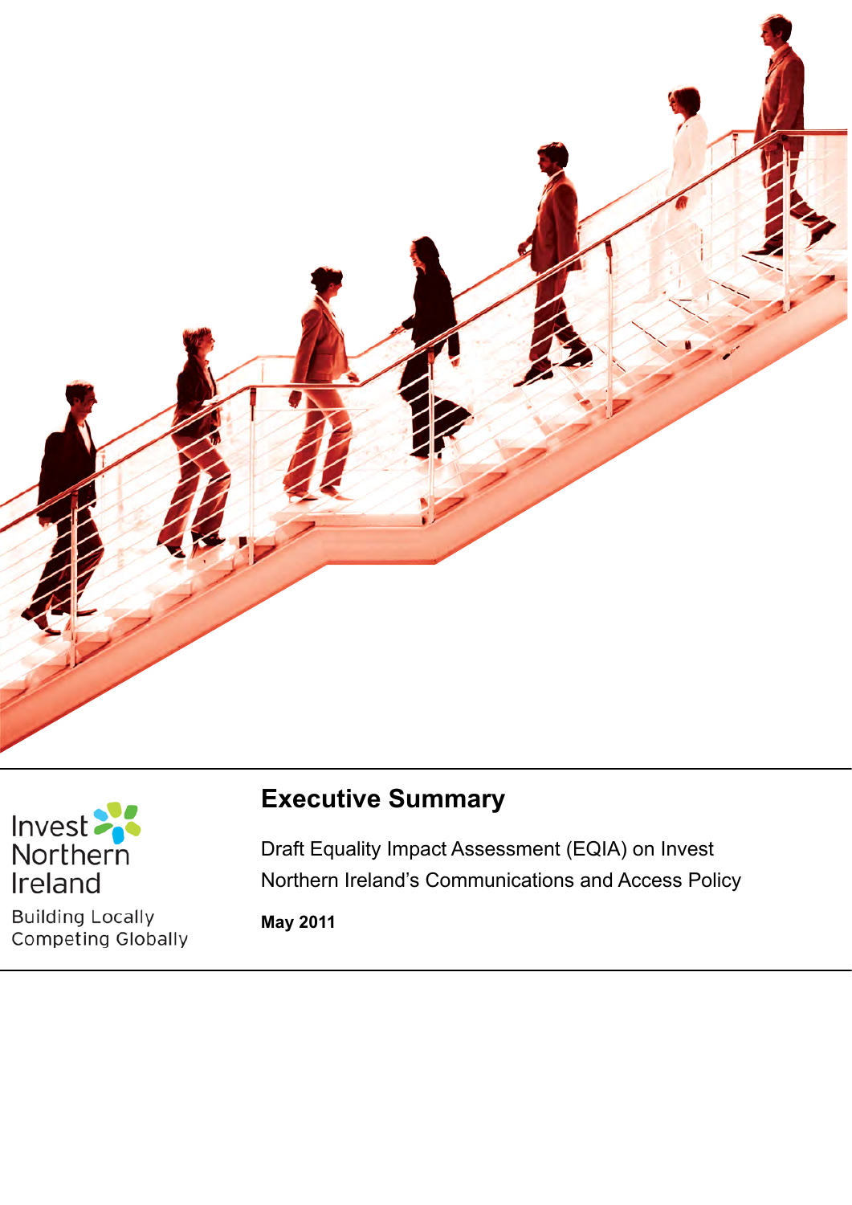Invest Northern Ireland

Building Locally
Competing Globally

# Executive Summary

Draft Equality Impact Assessment (EQIA) on Invest Northern Ireland's Communications and Access Policy

**May 2011**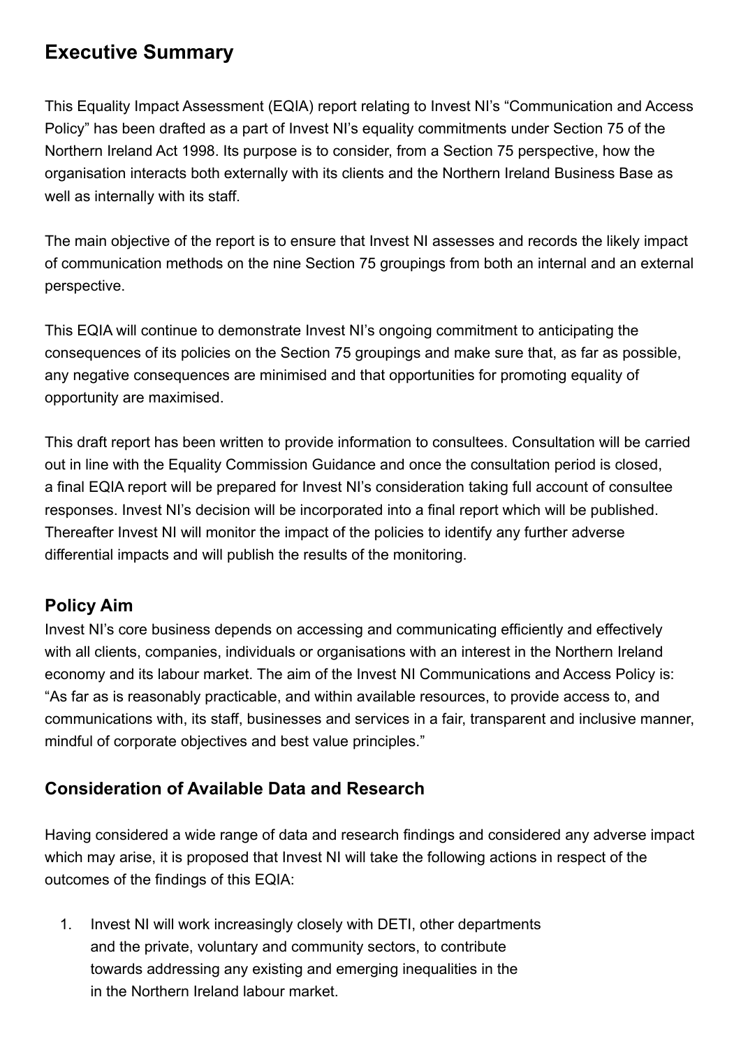## Executive Summary

This Equality Impact Assessment (EQIA) report relating to Invest NI's "Communication and Access Policy" has been drafted as a part of Invest NI's equality commitments under Section 75 of the Northern Ireland Act 1998. Its purpose is to consider, from a Section 75 perspective, how the organisation interacts both externally with its clients and the Northern Ireland Business Base as well as internally with its staff.

The main objective of the report is to ensure that Invest NI assesses and records the likely impact of communication methods on the nine Section 75 groupings from both an internal and an external perspective.

This EQIA will continue to demonstrate Invest NI's ongoing commitment to anticipating the consequences of its policies on the Section 75 groupings and make sure that, as far as possible, any negative consequences are minimised and that opportunities for promoting equality of opportunity are maximised.

This draft report has been written to provide information to consultees. Consultation will be carried out in line with the Equality Commission Guidance and once the consultation period is closed, a final EQIA report will be prepared for Invest NI's consideration taking full account of consultee responses. Invest NI's decision will be incorporated into a final report which will be published. Thereafter Invest NI will monitor the impact of the policies to identify any further adverse differential impacts and will publish the results of the monitoring.

### Policy Aim

Invest NI's core business depends on accessing and communicating efficiently and effectively with all clients, companies, individuals or organisations with an interest in the Northern Ireland economy and its labour market. The aim of the Invest NI Communications and Access Policy is: "As far as is reasonably practicable, and within available resources, to provide access to, and communications with, its staff, businesses and services in a fair, transparent and inclusive manner, mindful of corporate objectives and best value principles."

### Consideration of Available Data and Research

Having considered a wide range of data and research findings and considered any adverse impact which may arise, it is proposed that Invest NI will take the following actions in respect of the outcomes of the findings of this EQIA:

1. Invest NI will work increasingly closely with DETI, other departments and the private, voluntary and community sectors, to contribute towards addressing any existing and emerging inequalities in the in the Northern Ireland labour market.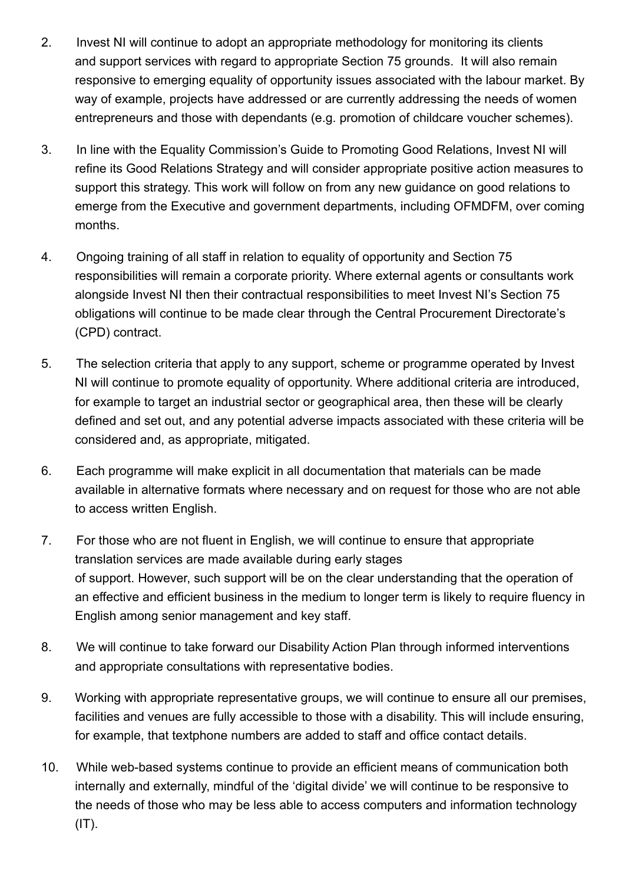2. Invest NI will continue to adopt an appropriate methodology for monitoring its clients and support services with regard to appropriate Section 75 grounds. It will also remain responsive to emerging equality of opportunity issues associated with the labour market. By way of example, projects have addressed or are currently addressing the needs of women entrepreneurs and those with dependants (e.g. promotion of childcare voucher schemes).

3. In line with the Equality Commission's Guide to Promoting Good Relations, Invest NI will refine its Good Relations Strategy and will consider appropriate positive action measures to support this strategy. This work will follow on from any new guidance on good relations to emerge from the Executive and government departments, including OFMDFM, over coming months.

4. Ongoing training of all staff in relation to equality of opportunity and Section 75 responsibilities will remain a corporate priority. Where external agents or consultants work alongside Invest NI then their contractual responsibilities to meet Invest NI's Section 75 obligations will continue to be made clear through the Central Procurement Directorate's (CPD) contract.

5. The selection criteria that apply to any support, scheme or programme operated by Invest NI will continue to promote equality of opportunity. Where additional criteria are introduced, for example to target an industrial sector or geographical area, then these will be clearly defined and set out, and any potential adverse impacts associated with these criteria will be considered and, as appropriate, mitigated.

6. Each programme will make explicit in all documentation that materials can be made available in alternative formats where necessary and on request for those who are not able to access written English.

7. For those who are not fluent in English, we will continue to ensure that appropriate translation services are made available during early stages of support. However, such support will be on the clear understanding that the operation of an effective and efficient business in the medium to longer term is likely to require fluency in English among senior management and key staff.

8. We will continue to take forward our Disability Action Plan through informed interventions and appropriate consultations with representative bodies.

9. Working with appropriate representative groups, we will continue to ensure all our premises, facilities and venues are fully accessible to those with a disability. This will include ensuring, for example, that textphone numbers are added to staff and office contact details.

10. While web-based systems continue to provide an efficient means of communication both internally and externally, mindful of the 'digital divide' we will continue to be responsive to the needs of those who may be less able to access computers and information technology (IT).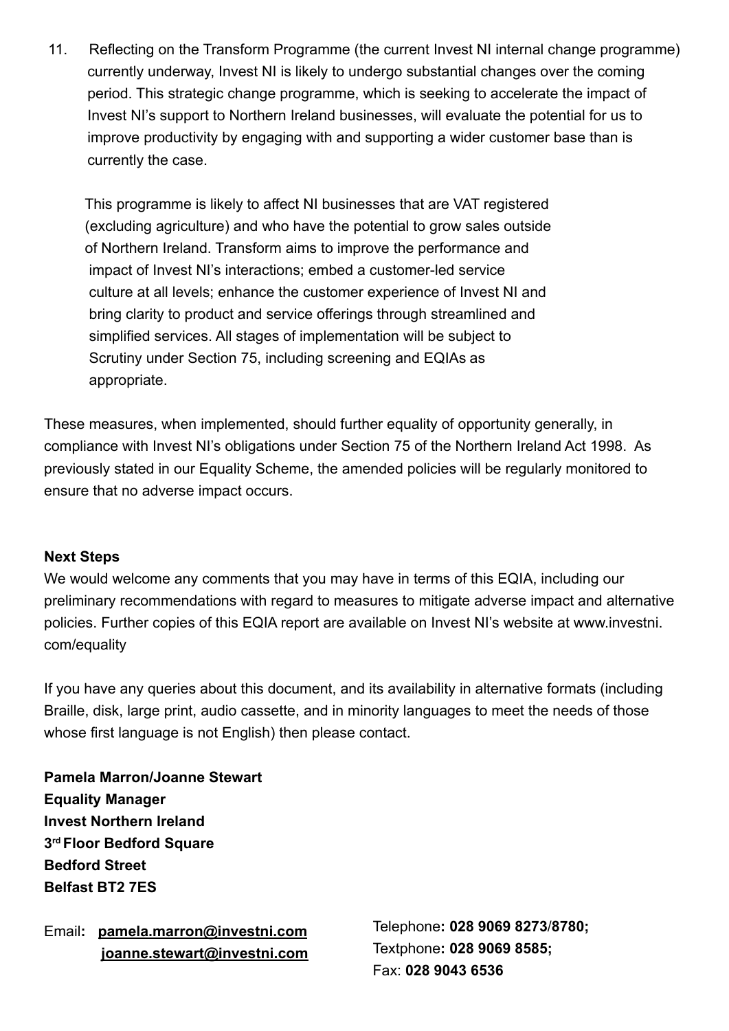11. Reflecting on the Transform Programme (the current Invest NI internal change programme) currently underway, Invest NI is likely to undergo substantial changes over the coming period. This strategic change programme, which is seeking to accelerate the impact of Invest NI's support to Northern Ireland businesses, will evaluate the potential for us to improve productivity by engaging with and supporting a wider customer base than is currently the case.

    This programme is likely to affect NI businesses that are VAT registered (excluding agriculture) and who have the potential to grow sales outside of Northern Ireland. Transform aims to improve the performance and impact of Invest NI's interactions; embed a customer-led service culture at all levels; enhance the customer experience of Invest NI and bring clarity to product and service offerings through streamlined and simplified services. All stages of implementation will be subject to Scrutiny under Section 75, including screening and EQIAs as appropriate.

These measures, when implemented, should further equality of opportunity generally, in compliance with Invest NI's obligations under Section 75 of the Northern Ireland Act 1998. As previously stated in our Equality Scheme, the amended policies will be regularly monitored to ensure that no adverse impact occurs.

**Next Steps**

We would welcome any comments that you may have in terms of this EQIA, including our preliminary recommendations with regard to measures to mitigate adverse impact and alternative policies. Further copies of this EQIA report are available on Invest NI's website at www.investni.com/equality

If you have any queries about this document, and its availability in alternative formats (including Braille, disk, large print, audio cassette, and in minority languages to meet the needs of those whose first language is not English) then please contact.

**Pamela Marron/Joanne Stewart**
**Equality Manager**
**Invest Northern Ireland**
**3rd Floor Bedford Square**
**Bedford Street**
**Belfast BT2 7ES**

Email: **pamela.marron@investni.com**
**joanne.stewart@investni.com**

Telephone: **028 9069 8273/8780;**
Textphone: **028 9069 8585;**
Fax: **028 9043 6536**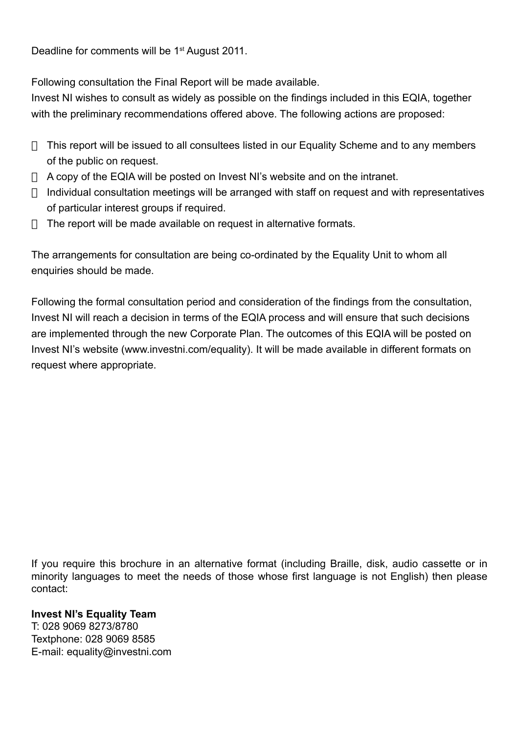Deadline for comments will be 1st August 2011.

Following consultation the Final Report will be made available.

Invest NI wishes to consult as widely as possible on the findings included in this EQIA, together with the preliminary recommendations offered above. The following actions are proposed:

- This report will be issued to all consultees listed in our Equality Scheme and to any members of the public on request.
- A copy of the EQIA will be posted on Invest NI's website and on the intranet.
- Individual consultation meetings will be arranged with staff on request and with representatives of particular interest groups if required.
- The report will be made available on request in alternative formats.

The arrangements for consultation are being co-ordinated by the Equality Unit to whom all enquiries should be made.

Following the formal consultation period and consideration of the findings from the consultation, Invest NI will reach a decision in terms of the EQIA process and will ensure that such decisions are implemented through the new Corporate Plan. The outcomes of this EQIA will be posted on Invest NI's website (www.investni.com/equality). It will be made available in different formats on request where appropriate.

If you require this brochure in an alternative format (including Braille, disk, audio cassette or in minority languages to meet the needs of those whose first language is not English) then please contact:

**Invest NI's Equality Team**
T: 028 9069 8273/8780
Textphone: 028 9069 8585
E-mail: equality@investni.com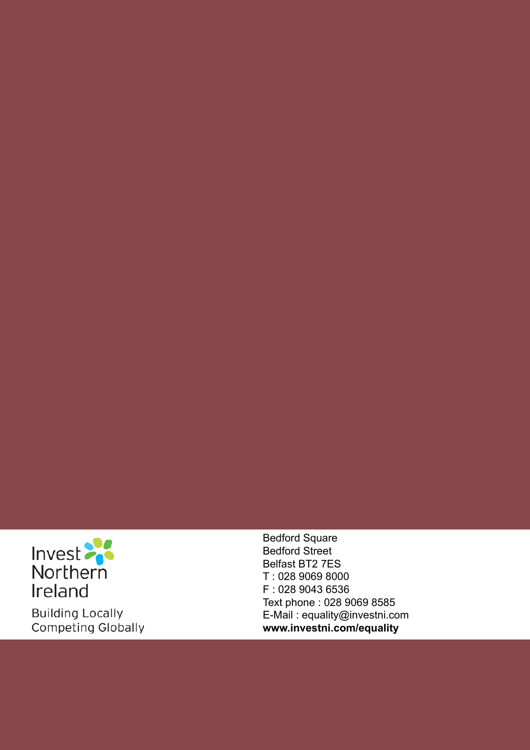Invest Northern Ireland

Building Locally
Competing Globally

Bedford Square
Bedford Street
Belfast BT2 7ES
T : 028 9069 8000
F : 028 9043 6536
Text phone : 028 9069 8585
E-Mail : equality@investni.com
**www.investni.com/equality**